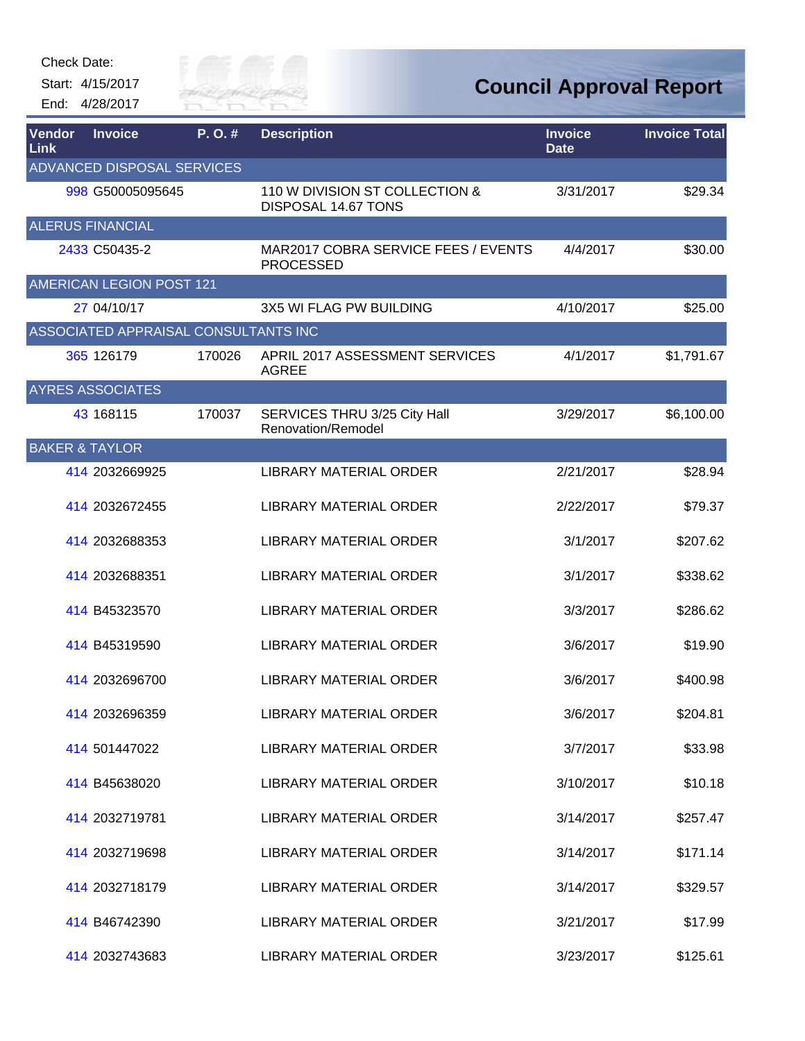Check Date:
Start: 4/15/2017
End: 4/28/2017

# Council Approval Report

| Vendor Link | Invoice | P. O. # | Description | Invoice Date | Invoice Total |
|---|---|---|---|---|---|
| ADVANCED DISPOSAL SERVICES | | | | | |
| 998 | G50005095645 | | 110 W DIVISION ST COLLECTION & DISPOSAL 14.67 TONS | 3/31/2017 | $29.34 |
| ALERUS FINANCIAL | | | | | |
| 2433 | C50435-2 | | MAR2017 COBRA SERVICE FEES / EVENTS PROCESSED | 4/4/2017 | $30.00 |
| AMERICAN LEGION POST 121 | | | | | |
| 27 | 04/10/17 | | 3X5 WI FLAG PW BUILDING | 4/10/2017 | $25.00 |
| ASSOCIATED APPRAISAL CONSULTANTS INC | | | | | |
| 365 | 126179 | 170026 | APRIL 2017 ASSESSMENT SERVICES AGREE | 4/1/2017 | $1,791.67 |
| AYRES ASSOCIATES | | | | | |
| 43 | 168115 | 170037 | SERVICES THRU 3/25 City Hall Renovation/Remodel | 3/29/2017 | $6,100.00 |
| BAKER & TAYLOR | | | | | |
| 414 | 2032669925 | | LIBRARY MATERIAL ORDER | 2/21/2017 | $28.94 |
| 414 | 2032672455 | | LIBRARY MATERIAL ORDER | 2/22/2017 | $79.37 |
| 414 | 2032688353 | | LIBRARY MATERIAL ORDER | 3/1/2017 | $207.62 |
| 414 | 2032688351 | | LIBRARY MATERIAL ORDER | 3/1/2017 | $338.62 |
| 414 | B45323570 | | LIBRARY MATERIAL ORDER | 3/3/2017 | $286.62 |
| 414 | B45319590 | | LIBRARY MATERIAL ORDER | 3/6/2017 | $19.90 |
| 414 | 2032696700 | | LIBRARY MATERIAL ORDER | 3/6/2017 | $400.98 |
| 414 | 2032696359 | | LIBRARY MATERIAL ORDER | 3/6/2017 | $204.81 |
| 414 | 501447022 | | LIBRARY MATERIAL ORDER | 3/7/2017 | $33.98 |
| 414 | B45638020 | | LIBRARY MATERIAL ORDER | 3/10/2017 | $10.18 |
| 414 | 2032719781 | | LIBRARY MATERIAL ORDER | 3/14/2017 | $257.47 |
| 414 | 2032719698 | | LIBRARY MATERIAL ORDER | 3/14/2017 | $171.14 |
| 414 | 2032718179 | | LIBRARY MATERIAL ORDER | 3/14/2017 | $329.57 |
| 414 | B46742390 | | LIBRARY MATERIAL ORDER | 3/21/2017 | $17.99 |
| 414 | 2032743683 | | LIBRARY MATERIAL ORDER | 3/23/2017 | $125.61 |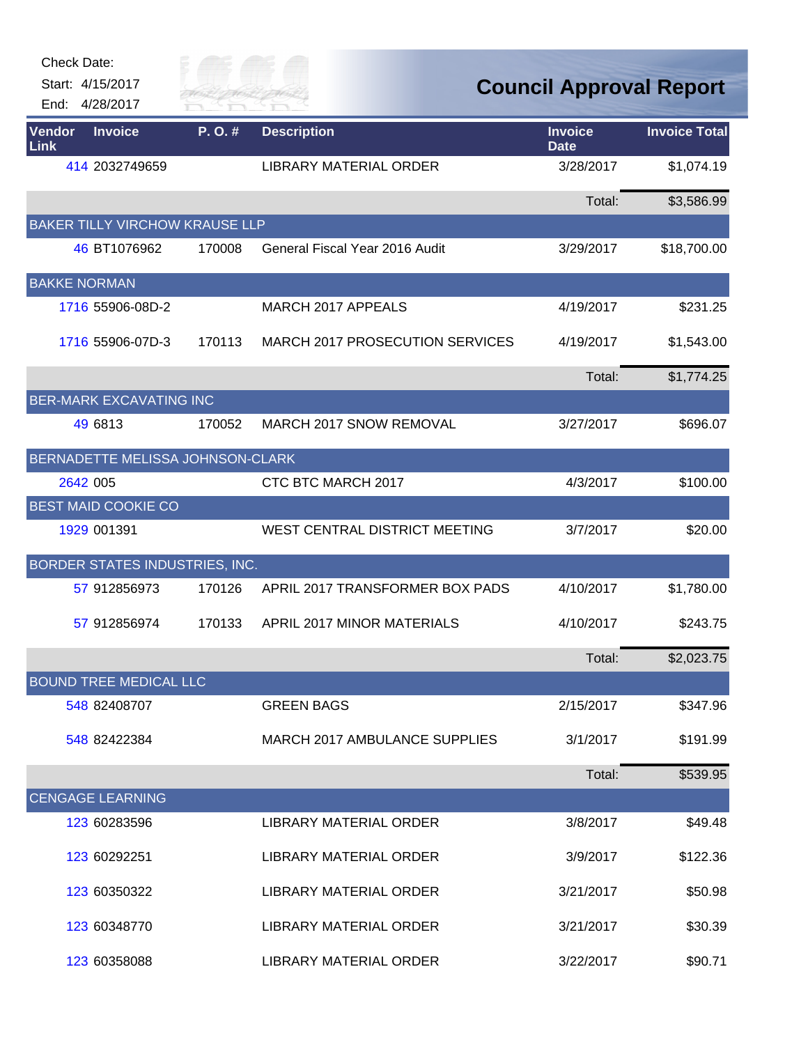Check Date:

Start: 4/15/2017

End: 4/28/2017

# Council Approval Report

| Vendor Link | Invoice | P. O. # | Description | Invoice Date | Invoice Total |
|---|---|---|---|---|---|
| 414 | 2032749659 | | LIBRARY MATERIAL ORDER | 3/28/2017 | $1,074.19 |
| | | | | Total: | $3,586.99 |
| BAKER TILLY VIRCHOW KRAUSE LLP | | | | | |
| 46 | BT1076962 | 170008 | General Fiscal Year 2016 Audit | 3/29/2017 | $18,700.00 |
| BAKKE NORMAN | | | | | |
| 1716 | 55906-08D-2 | | MARCH 2017 APPEALS | 4/19/2017 | $231.25 |
| 1716 | 55906-07D-3 | 170113 | MARCH 2017 PROSECUTION SERVICES | 4/19/2017 | $1,543.00 |
| | | | | Total: | $1,774.25 |
| BER-MARK EXCAVATING INC | | | | | |
| 49 | 6813 | 170052 | MARCH 2017 SNOW REMOVAL | 3/27/2017 | $696.07 |
| BERNADETTE MELISSA JOHNSON-CLARK | | | | | |
| 2642 | 005 | | CTC BTC MARCH 2017 | 4/3/2017 | $100.00 |
| BEST MAID COOKIE CO | | | | | |
| 1929 | 001391 | | WEST CENTRAL DISTRICT MEETING | 3/7/2017 | $20.00 |
| BORDER STATES INDUSTRIES, INC. | | | | | |
| 57 | 912856973 | 170126 | APRIL 2017 TRANSFORMER BOX PADS | 4/10/2017 | $1,780.00 |
| 57 | 912856974 | 170133 | APRIL 2017 MINOR MATERIALS | 4/10/2017 | $243.75 |
| | | | | Total: | $2,023.75 |
| BOUND TREE MEDICAL LLC | | | | | |
| 548 | 82408707 | | GREEN BAGS | 2/15/2017 | $347.96 |
| 548 | 82422384 | | MARCH 2017 AMBULANCE SUPPLIES | 3/1/2017 | $191.99 |
| | | | | Total: | $539.95 |
| CENGAGE LEARNING | | | | | |
| 123 | 60283596 | | LIBRARY MATERIAL ORDER | 3/8/2017 | $49.48 |
| 123 | 60292251 | | LIBRARY MATERIAL ORDER | 3/9/2017 | $122.36 |
| 123 | 60350322 | | LIBRARY MATERIAL ORDER | 3/21/2017 | $50.98 |
| 123 | 60348770 | | LIBRARY MATERIAL ORDER | 3/21/2017 | $30.39 |
| 123 | 60358088 | | LIBRARY MATERIAL ORDER | 3/22/2017 | $90.71 |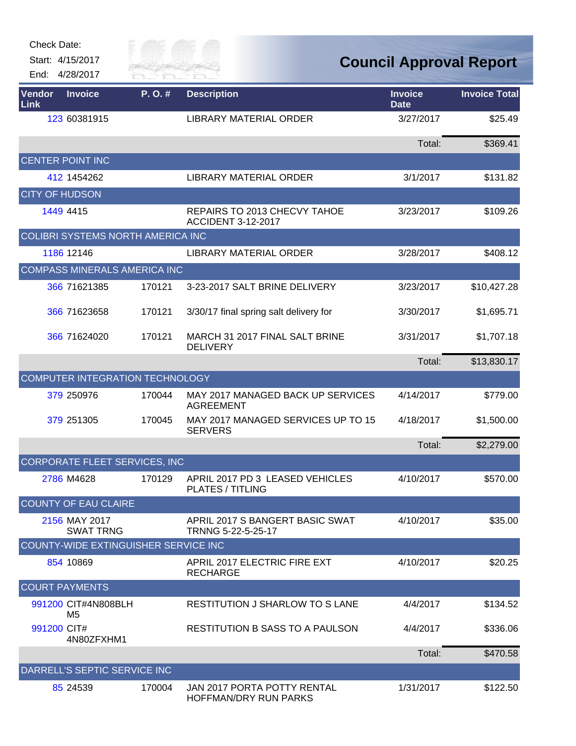Check Date:

Start: 4/15/2017

End: 4/28/2017

# Council Approval Report

| Vendor Link | Invoice | P. O. # | Description | Invoice Date | Invoice Total |
|---|---|---|---|---|---|
| 123 | 60381915 | | LIBRARY MATERIAL ORDER | 3/27/2017 | $25.49 |
| | | | | Total: | $369.41 |
| CENTER POINT INC | | | | | |
| 412 | 1454262 | | LIBRARY MATERIAL ORDER | 3/1/2017 | $131.82 |
| CITY OF HUDSON | | | | | |
| 1449 | 4415 | | REPAIRS TO 2013 CHECVY TAHOE ACCIDENT 3-12-2017 | 3/23/2017 | $109.26 |
| COLIBRI SYSTEMS NORTH AMERICA INC | | | | | |
| 1186 | 12146 | | LIBRARY MATERIAL ORDER | 3/28/2017 | $408.12 |
| COMPASS MINERALS AMERICA INC | | | | | |
| 366 | 71621385 | 170121 | 3-23-2017 SALT BRINE DELIVERY | 3/23/2017 | $10,427.28 |
| 366 | 71623658 | 170121 | 3/30/17 final spring salt delivery for | 3/30/2017 | $1,695.71 |
| 366 | 71624020 | 170121 | MARCH 31 2017 FINAL SALT BRINE DELIVERY | 3/31/2017 | $1,707.18 |
| | | | | Total: | $13,830.17 |
| COMPUTER INTEGRATION TECHNOLOGY | | | | | |
| 379 | 250976 | 170044 | MAY 2017 MANAGED BACK UP SERVICES AGREEMENT | 4/14/2017 | $779.00 |
| 379 | 251305 | 170045 | MAY 2017 MANAGED SERVICES UP TO 15 SERVERS | 4/18/2017 | $1,500.00 |
| | | | | Total: | $2,279.00 |
| CORPORATE FLEET SERVICES, INC | | | | | |
| 2786 | M4628 | 170129 | APRIL 2017 PD 3 LEASED VEHICLES PLATES / TITLING | 4/10/2017 | $570.00 |
| COUNTY OF EAU CLAIRE | | | | | |
| 2156 | MAY 2017 SWAT TRNG | | APRIL 2017 S BANGERT BASIC SWAT TRNNG 5-22-5-25-17 | 4/10/2017 | $35.00 |
| COUNTY-WIDE EXTINGUISHER SERVICE INC | | | | | |
| 854 | 10869 | | APRIL 2017 ELECTRIC FIRE EXT RECHARGE | 4/10/2017 | $20.25 |
| COURT PAYMENTS | | | | | |
| 991200 | CIT#4N808BLHM5 | | RESTITUTION J SHARLOW TO S LANE | 4/4/2017 | $134.52 |
| 991200 | CIT# 4N80ZFXHM1 | | RESTITUTION B SASS TO A PAULSON | 4/4/2017 | $336.06 |
| | | | | Total: | $470.58 |
| DARRELL'S SEPTIC SERVICE INC | | | | | |
| 85 | 24539 | 170004 | JAN 2017 PORTA POTTY RENTAL HOFFMAN/DRY RUN PARKS | 1/31/2017 | $122.50 |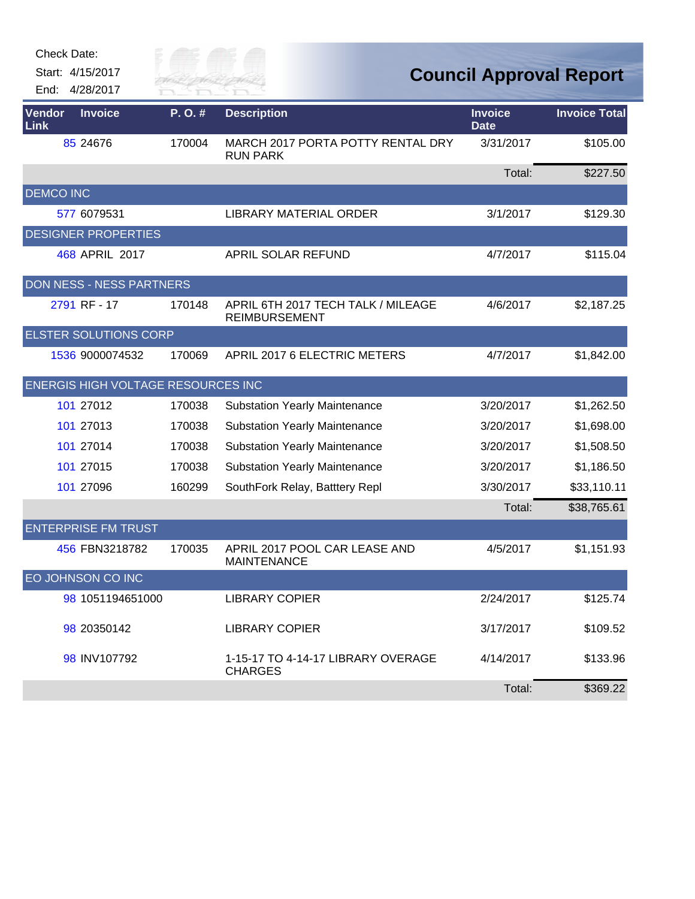Check Date:

Start: 4/15/2017

End: 4/28/2017

# Council Approval Report

| Vendor Link | Invoice | P. O. # | Description | Invoice Date | Invoice Total |
|---|---|---|---|---|---|
| 85 | 24676 | 170004 | MARCH 2017 PORTA POTTY RENTAL DRY RUN PARK | 3/31/2017 | $105.00 |
| | | | | Total: | $227.50 |
| DEMCO INC | | | | | |
| 577 | 6079531 | | LIBRARY MATERIAL ORDER | 3/1/2017 | $129.30 |
| DESIGNER PROPERTIES | | | | | |
| 468 | APRIL 2017 | | APRIL SOLAR REFUND | 4/7/2017 | $115.04 |
| DON NESS - NESS PARTNERS | | | | | |
| 2791 | RF - 17 | 170148 | APRIL 6TH 2017 TECH TALK / MILEAGE REIMBURSEMENT | 4/6/2017 | $2,187.25 |
| ELSTER SOLUTIONS CORP | | | | | |
| 1536 | 9000074532 | 170069 | APRIL 2017 6 ELECTRIC METERS | 4/7/2017 | $1,842.00 |
| ENERGIS HIGH VOLTAGE RESOURCES INC | | | | | |
| 101 | 27012 | 170038 | Substation Yearly Maintenance | 3/20/2017 | $1,262.50 |
| 101 | 27013 | 170038 | Substation Yearly Maintenance | 3/20/2017 | $1,698.00 |
| 101 | 27014 | 170038 | Substation Yearly Maintenance | 3/20/2017 | $1,508.50 |
| 101 | 27015 | 170038 | Substation Yearly Maintenance | 3/20/2017 | $1,186.50 |
| 101 | 27096 | 160299 | SouthFork Relay, Batttery Repl | 3/30/2017 | $33,110.11 |
| | | | | Total: | $38,765.61 |
| ENTERPRISE FM TRUST | | | | | |
| 456 | FBN3218782 | 170035 | APRIL 2017 POOL CAR LEASE AND MAINTENANCE | 4/5/2017 | $1,151.93 |
| EO JOHNSON CO INC | | | | | |
| 98 | 1051194651000 | | LIBRARY COPIER | 2/24/2017 | $125.74 |
| 98 | 20350142 | | LIBRARY COPIER | 3/17/2017 | $109.52 |
| 98 | INV107792 | | 1-15-17 TO 4-14-17 LIBRARY OVERAGE CHARGES | 4/14/2017 | $133.96 |
| | | | | Total: | $369.22 |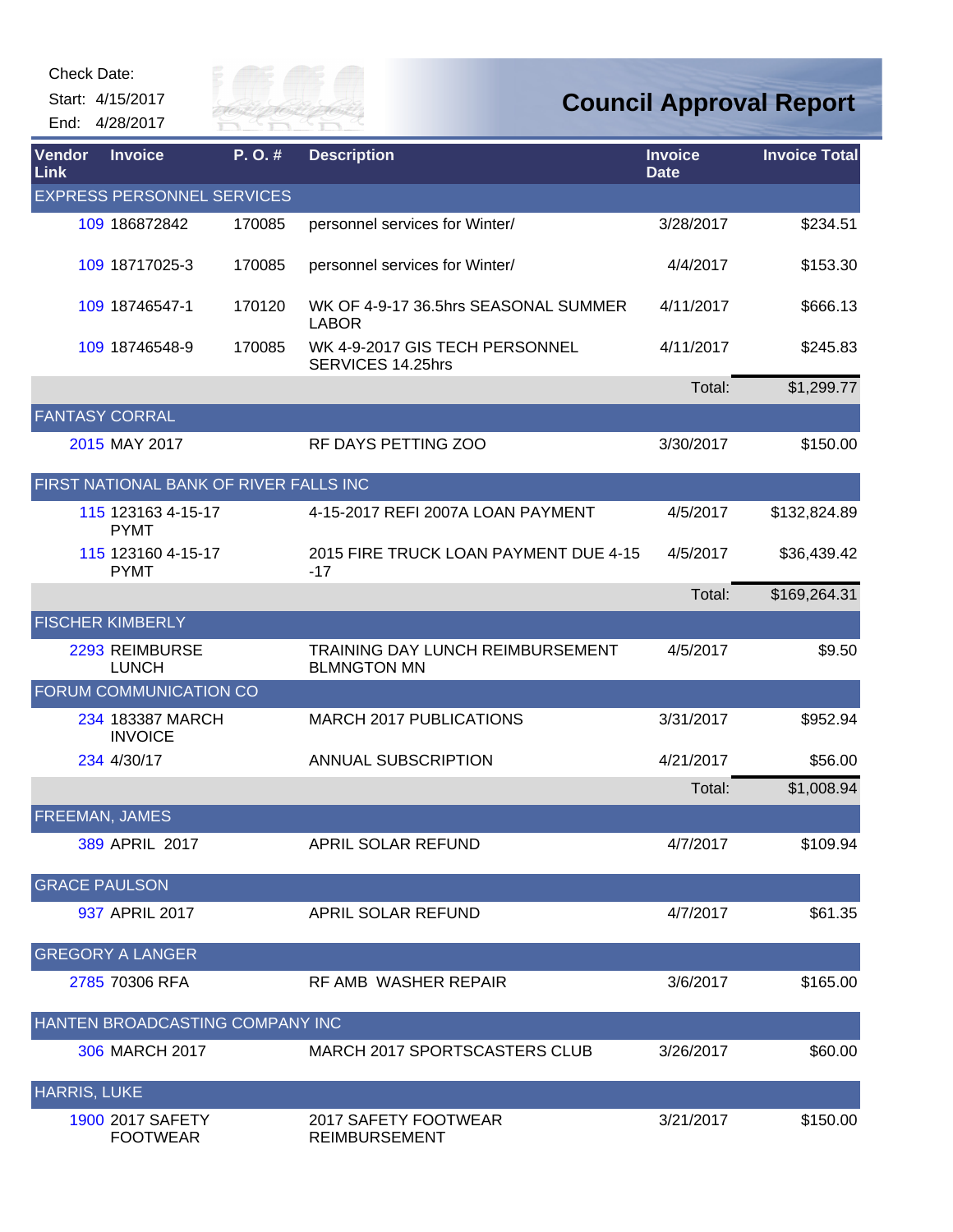Check Date:

Start: 4/15/2017

End: 4/28/2017

# Council Approval Report

| Vendor Link | Invoice | P. O. # | Description | Invoice Date | Invoice Total |
|---|---|---|---|---|---|
| EXPRESS PERSONNEL SERVICES | | | | | |
| 109 | 186872842 | 170085 | personnel services for Winter/ | 3/28/2017 | $234.51 |
| 109 | 18717025-3 | 170085 | personnel services for Winter/ | 4/4/2017 | $153.30 |
| 109 | 18746547-1 | 170120 | WK OF 4-9-17 36.5hrs SEASONAL SUMMER LABOR | 4/11/2017 | $666.13 |
| 109 | 18746548-9 | 170085 | WK 4-9-2017 GIS TECH PERSONNEL SERVICES 14.25hrs | 4/11/2017 | $245.83 |
| | | | | Total: | $1,299.77 |
| FANTASY CORRAL | | | | | |
| 2015 | MAY 2017 | | RF DAYS PETTING ZOO | 3/30/2017 | $150.00 |
| FIRST NATIONAL BANK OF RIVER FALLS INC | | | | | |
| 115 | 123163 4-15-17 PYMT | | 4-15-2017 REFI 2007A LOAN PAYMENT | 4/5/2017 | $132,824.89 |
| 115 | 123160 4-15-17 PYMT | | 2015 FIRE TRUCK LOAN PAYMENT DUE 4-15 -17 | 4/5/2017 | $36,439.42 |
| | | | | Total: | $169,264.31 |
| FISCHER KIMBERLY | | | | | |
| 2293 | REIMBURSE LUNCH | | TRAINING DAY LUNCH REIMBURSEMENT BLMNGTON MN | 4/5/2017 | $9.50 |
| FORUM COMMUNICATION CO | | | | | |
| 234 | 183387 MARCH INVOICE | | MARCH 2017 PUBLICATIONS | 3/31/2017 | $952.94 |
| 234 | 4/30/17 | | ANNUAL SUBSCRIPTION | 4/21/2017 | $56.00 |
| | | | | Total: | $1,008.94 |
| FREEMAN, JAMES | | | | | |
| 389 | APRIL 2017 | | APRIL SOLAR REFUND | 4/7/2017 | $109.94 |
| GRACE PAULSON | | | | | |
| 937 | APRIL 2017 | | APRIL SOLAR REFUND | 4/7/2017 | $61.35 |
| GREGORY A LANGER | | | | | |
| 2785 | 70306 RFA | | RF AMB WASHER REPAIR | 3/6/2017 | $165.00 |
| HANTEN BROADCASTING COMPANY INC | | | | | |
| 306 | MARCH 2017 | | MARCH 2017 SPORTSCASTERS CLUB | 3/26/2017 | $60.00 |
| HARRIS, LUKE | | | | | |
| 1900 | 2017 SAFETY FOOTWEAR | | 2017 SAFETY FOOTWEAR REIMBURSEMENT | 3/21/2017 | $150.00 |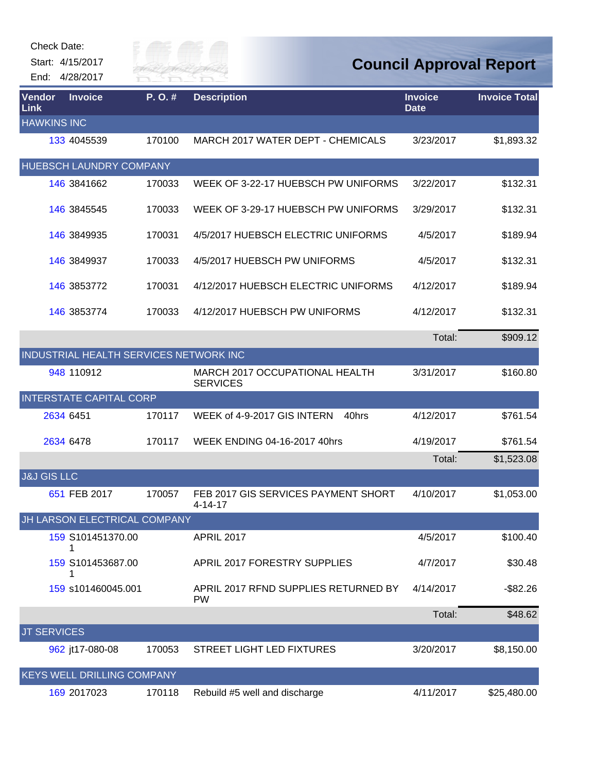Check Date:

Start: 4/15/2017

End: 4/28/2017

# Council Approval Report

| Vendor Link | Invoice | P. O. # | Description | Invoice Date | Invoice Total |
|---|---|---|---|---|---|
| **HAWKINS INC** | | | | | |
| 133 | 4045539 | 170100 | MARCH 2017 WATER DEPT - CHEMICALS | 3/23/2017 | $1,893.32 |
| **HUEBSCH LAUNDRY COMPANY** | | | | | |
| 146 | 3841662 | 170033 | WEEK OF 3-22-17 HUEBSCH PW UNIFORMS | 3/22/2017 | $132.31 |
| 146 | 3845545 | 170033 | WEEK OF 3-29-17 HUEBSCH PW UNIFORMS | 3/29/2017 | $132.31 |
| 146 | 3849935 | 170031 | 4/5/2017 HUEBSCH ELECTRIC UNIFORMS | 4/5/2017 | $189.94 |
| 146 | 3849937 | 170033 | 4/5/2017 HUEBSCH PW UNIFORMS | 4/5/2017 | $132.31 |
| 146 | 3853772 | 170031 | 4/12/2017 HUEBSCH ELECTRIC UNIFORMS | 4/12/2017 | $189.94 |
| 146 | 3853774 | 170033 | 4/12/2017 HUEBSCH PW UNIFORMS | 4/12/2017 | $132.31 |
| | | | | Total: | $909.12 |
| **INDUSTRIAL HEALTH SERVICES NETWORK INC** | | | | | |
| 948 | 110912 | | MARCH 2017 OCCUPATIONAL HEALTH SERVICES | 3/31/2017 | $160.80 |
| **INTERSTATE CAPITAL CORP** | | | | | |
| 2634 | 6451 | 170117 | WEEK of 4-9-2017 GIS INTERN 40hrs | 4/12/2017 | $761.54 |
| 2634 | 6478 | 170117 | WEEK ENDING 04-16-2017 40hrs | 4/19/2017 | $761.54 |
| | | | | Total: | $1,523.08 |
| **J&J GIS LLC** | | | | | |
| 651 | FEB 2017 | 170057 | FEB 2017 GIS SERVICES PAYMENT SHORT 4-14-17 | 4/10/2017 | $1,053.00 |
| **JH LARSON ELECTRICAL COMPANY** | | | | | |
| 159 | S101451370.001 | | APRIL 2017 | 4/5/2017 | $100.40 |
| 159 | S101453687.001 | | APRIL 2017 FORESTRY SUPPLIES | 4/7/2017 | $30.48 |
| 159 | s101460045.001 | | APRIL 2017 RFND SUPPLIES RETURNED BY PW | 4/14/2017 | -$82.26 |
| | | | | Total: | $48.62 |
| **JT SERVICES** | | | | | |
| 962 | jt17-080-08 | 170053 | STREET LIGHT LED FIXTURES | 3/20/2017 | $8,150.00 |
| **KEYS WELL DRILLING COMPANY** | | | | | |
| 169 | 2017023 | 170118 | Rebuild #5 well and discharge | 4/11/2017 | $25,480.00 |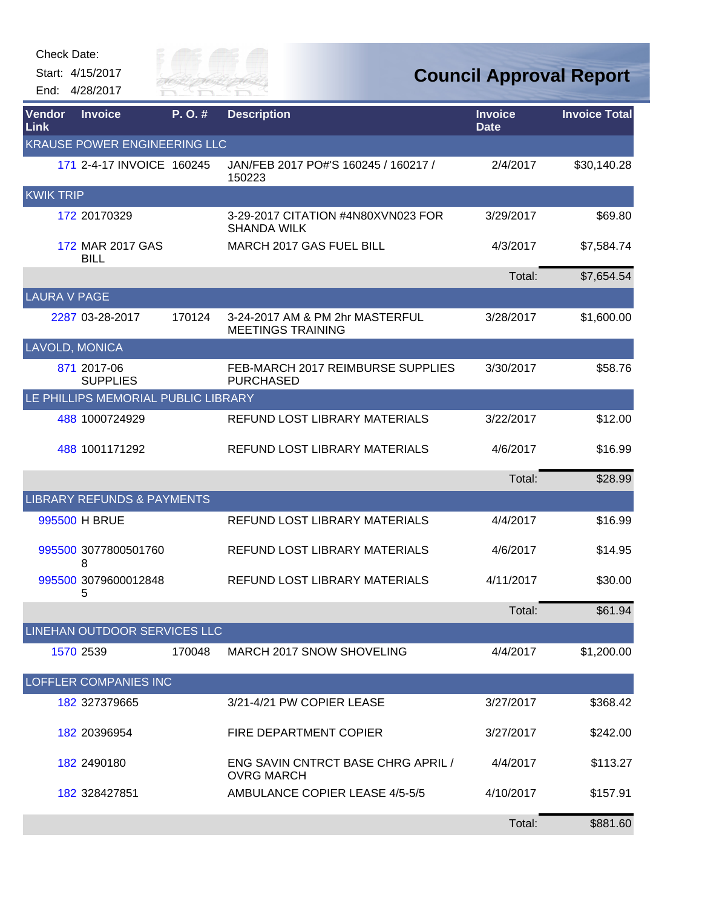Check Date:

Start: 4/15/2017

End: 4/28/2017

# Council Approval Report

| Vendor Link | Invoice | P. O. # | Description | Invoice Date | Invoice Total |
|---|---|---|---|---|---|
| KRAUSE POWER ENGINEERING LLC | | | | | |
| 171 | 2-4-17 INVOICE | 160245 | JAN/FEB 2017 PO#'S 160245 / 160217 / 150223 | 2/4/2017 | $30,140.28 |
| KWIK TRIP | | | | | |
| 172 | 20170329 | | 3-29-2017 CITATION #4N80XVN023 FOR SHANDA WILK | 3/29/2017 | $69.80 |
| 172 | MAR 2017 GAS BILL | | MARCH 2017 GAS FUEL BILL | 4/3/2017 | $7,584.74 |
| | | | | Total: | $7,654.54 |
| LAURA V PAGE | | | | | |
| 2287 | 03-28-2017 | 170124 | 3-24-2017 AM & PM 2hr MASTERFUL MEETINGS TRAINING | 3/28/2017 | $1,600.00 |
| LAVOLD, MONICA | | | | | |
| 871 | 2017-06 SUPPLIES | | FEB-MARCH 2017 REIMBURSE SUPPLIES PURCHASED | 3/30/2017 | $58.76 |
| LE PHILLIPS MEMORIAL PUBLIC LIBRARY | | | | | |
| 488 | 1000724929 | | REFUND LOST LIBRARY MATERIALS | 3/22/2017 | $12.00 |
| 488 | 1001171292 | | REFUND LOST LIBRARY MATERIALS | 4/6/2017 | $16.99 |
| | | | | Total: | $28.99 |
| LIBRARY REFUNDS & PAYMENTS | | | | | |
| 995500 | H BRUE | | REFUND LOST LIBRARY MATERIALS | 4/4/2017 | $16.99 |
| 995500 | 30778005017608 | | REFUND LOST LIBRARY MATERIALS | 4/6/2017 | $14.95 |
| 995500 | 30796000128485 | | REFUND LOST LIBRARY MATERIALS | 4/11/2017 | $30.00 |
| | | | | Total: | $61.94 |
| LINEHAN OUTDOOR SERVICES LLC | | | | | |
| 1570 | 2539 | 170048 | MARCH 2017 SNOW SHOVELING | 4/4/2017 | $1,200.00 |
| LOFFLER COMPANIES INC | | | | | |
| 182 | 327379665 | | 3/21-4/21 PW COPIER LEASE | 3/27/2017 | $368.42 |
| 182 | 20396954 | | FIRE DEPARTMENT COPIER | 3/27/2017 | $242.00 |
| 182 | 2490180 | | ENG SAVIN CNTRCT BASE CHRG APRIL / OVRG MARCH | 4/4/2017 | $113.27 |
| 182 | 328427851 | | AMBULANCE COPIER LEASE 4/5-5/5 | 4/10/2017 | $157.91 |
| | | | | Total: | $881.60 |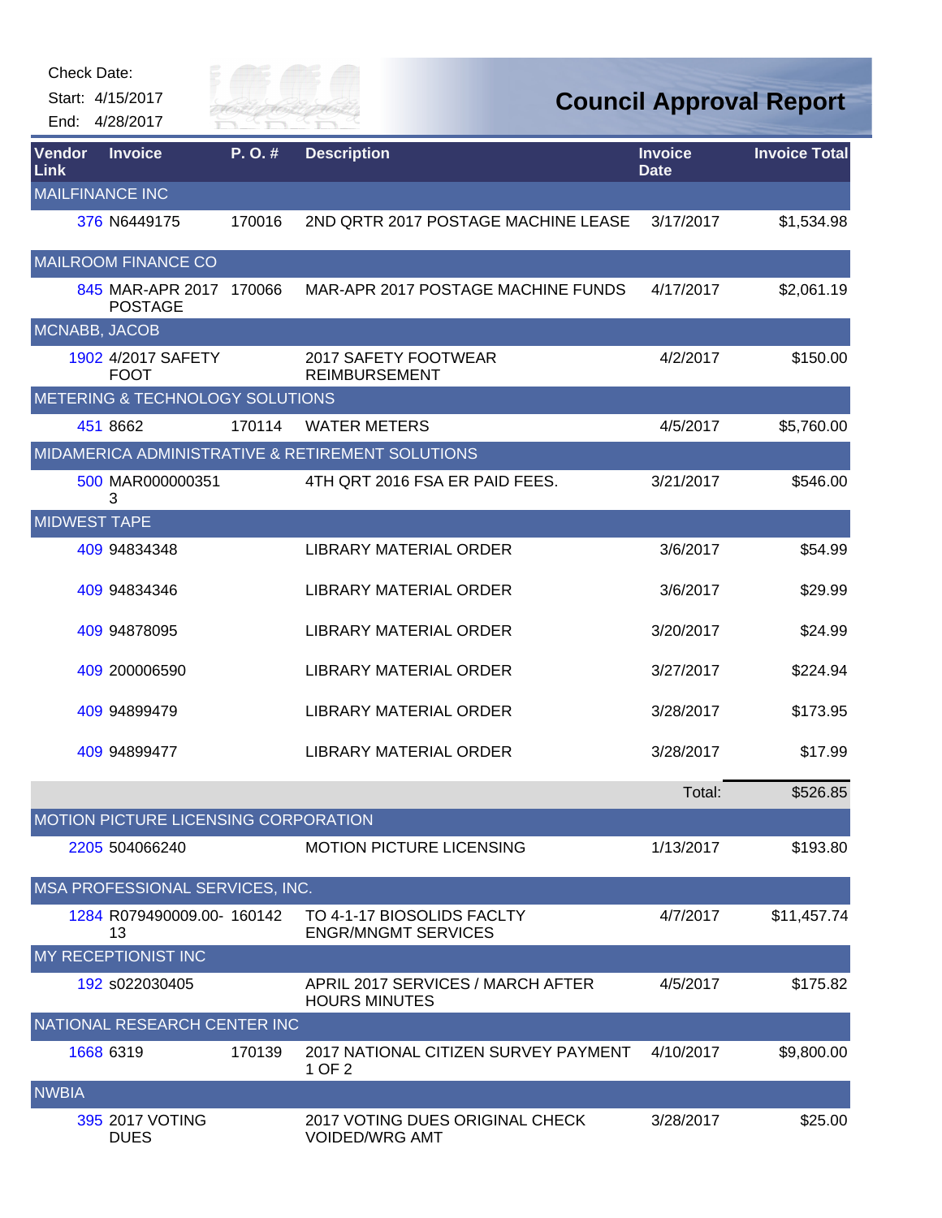Check Date:

Start: 4/15/2017

End: 4/28/2017

# Council Approval Report

| Vendor Link | Invoice | P. O. # | Description | Invoice Date | Invoice Total |
|---|---|---|---|---|---|
| MAILFINANCE INC | | | | | |
| 376 | N6449175 | 170016 | 2ND QRTR 2017 POSTAGE MACHINE LEASE | 3/17/2017 | $1,534.98 |
| MAILROOM FINANCE CO | | | | | |
| 845 | MAR-APR 2017 POSTAGE | 170066 | MAR-APR 2017 POSTAGE MACHINE FUNDS | 4/17/2017 | $2,061.19 |
| MCNABB, JACOB | | | | | |
| 1902 | 4/2017 SAFETY FOOT | | 2017 SAFETY FOOTWEAR REIMBURSEMENT | 4/2/2017 | $150.00 |
| METERING & TECHNOLOGY SOLUTIONS | | | | | |
| 451 | 8662 | 170114 | WATER METERS | 4/5/2017 | $5,760.00 |
| MIDAMERICA ADMINISTRATIVE & RETIREMENT SOLUTIONS | | | | | |
| 500 | MAR0000003513 | | 4TH QRT 2016 FSA ER PAID FEES. | 3/21/2017 | $546.00 |
| MIDWEST TAPE | | | | | |
| 409 | 94834348 | | LIBRARY MATERIAL ORDER | 3/6/2017 | $54.99 |
| 409 | 94834346 | | LIBRARY MATERIAL ORDER | 3/6/2017 | $29.99 |
| 409 | 94878095 | | LIBRARY MATERIAL ORDER | 3/20/2017 | $24.99 |
| 409 | 200006590 | | LIBRARY MATERIAL ORDER | 3/27/2017 | $224.94 |
| 409 | 94899479 | | LIBRARY MATERIAL ORDER | 3/28/2017 | $173.95 |
| 409 | 94899477 | | LIBRARY MATERIAL ORDER | 3/28/2017 | $17.99 |
| | | | | Total: | $526.85 |
| MOTION PICTURE LICENSING CORPORATION | | | | | |
| 2205 | 504066240 | | MOTION PICTURE LICENSING | 1/13/2017 | $193.80 |
| MSA PROFESSIONAL SERVICES, INC. | | | | | |
| 1284 | R079490009.00-13 | 160142 | TO 4-1-17 BIOSOLIDS FACLTY ENGR/MNGMT SERVICES | 4/7/2017 | $11,457.74 |
| MY RECEPTIONIST INC | | | | | |
| 192 | s022030405 | | APRIL 2017 SERVICES / MARCH AFTER HOURS MINUTES | 4/5/2017 | $175.82 |
| NATIONAL RESEARCH CENTER INC | | | | | |
| 1668 | 6319 | 170139 | 2017 NATIONAL CITIZEN SURVEY PAYMENT 1 OF 2 | 4/10/2017 | $9,800.00 |
| NWBIA | | | | | |
| 395 | 2017 VOTING DUES | | 2017 VOTING DUES ORIGINAL CHECK VOIDED/WRG AMT | 3/28/2017 | $25.00 |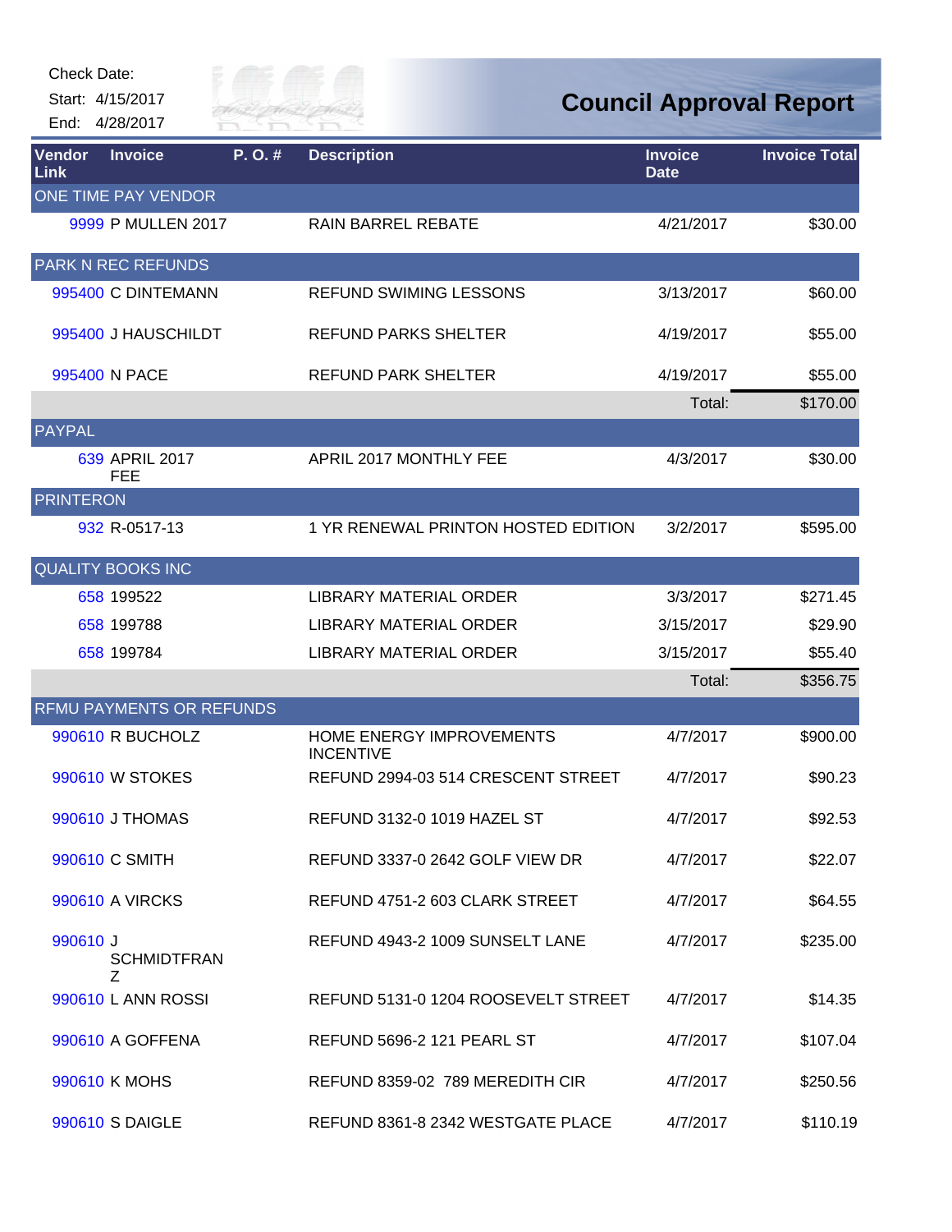Check Date:

Start: 4/15/2017

End: 4/28/2017

# Council Approval Report

| Vendor Link | Invoice | P. O. # | Description | Invoice Date | Invoice Total |
|---|---|---|---|---|---|
| ONE TIME PAY VENDOR | | | | | |
| 9999 | P MULLEN 2017 | | RAIN BARREL REBATE | 4/21/2017 | $30.00 |
| PARK N REC REFUNDS | | | | | |
| 995400 | C DINTEMANN | | REFUND SWIMING LESSONS | 3/13/2017 | $60.00 |
| 995400 | J HAUSCHILDT | | REFUND PARKS SHELTER | 4/19/2017 | $55.00 |
| 995400 | N PACE | | REFUND PARK SHELTER | 4/19/2017 | $55.00 |
| | | | | Total: | $170.00 |
| PAYPAL | | | | | |
| 639 | APRIL 2017 FEE | | APRIL 2017 MONTHLY FEE | 4/3/2017 | $30.00 |
| PRINTERON | | | | | |
| 932 | R-0517-13 | | 1 YR RENEWAL PRINTON HOSTED EDITION | 3/2/2017 | $595.00 |
| QUALITY BOOKS INC | | | | | |
| 658 | 199522 | | LIBRARY MATERIAL ORDER | 3/3/2017 | $271.45 |
| 658 | 199788 | | LIBRARY MATERIAL ORDER | 3/15/2017 | $29.90 |
| 658 | 199784 | | LIBRARY MATERIAL ORDER | 3/15/2017 | $55.40 |
| | | | | Total: | $356.75 |
| RFMU PAYMENTS OR REFUNDS | | | | | |
| 990610 | R BUCHOLZ | | HOME ENERGY IMPROVEMENTS INCENTIVE | 4/7/2017 | $900.00 |
| 990610 | W STOKES | | REFUND 2994-03 514 CRESCENT STREET | 4/7/2017 | $90.23 |
| 990610 | J THOMAS | | REFUND 3132-0 1019 HAZEL ST | 4/7/2017 | $92.53 |
| 990610 | C SMITH | | REFUND 3337-0 2642 GOLF VIEW DR | 4/7/2017 | $22.07 |
| 990610 | A VIRCKS | | REFUND 4751-2 603 CLARK STREET | 4/7/2017 | $64.55 |
| 990610 | J SCHMIDTFRANZ | | REFUND 4943-2 1009 SUNSELT LANE | 4/7/2017 | $235.00 |
| 990610 | L ANN ROSSI | | REFUND 5131-0 1204 ROOSEVELT STREET | 4/7/2017 | $14.35 |
| 990610 | A GOFFENA | | REFUND 5696-2 121 PEARL ST | 4/7/2017 | $107.04 |
| 990610 | K MOHS | | REFUND 8359-02 789 MEREDITH CIR | 4/7/2017 | $250.56 |
| 990610 | S DAIGLE | | REFUND 8361-8 2342 WESTGATE PLACE | 4/7/2017 | $110.19 |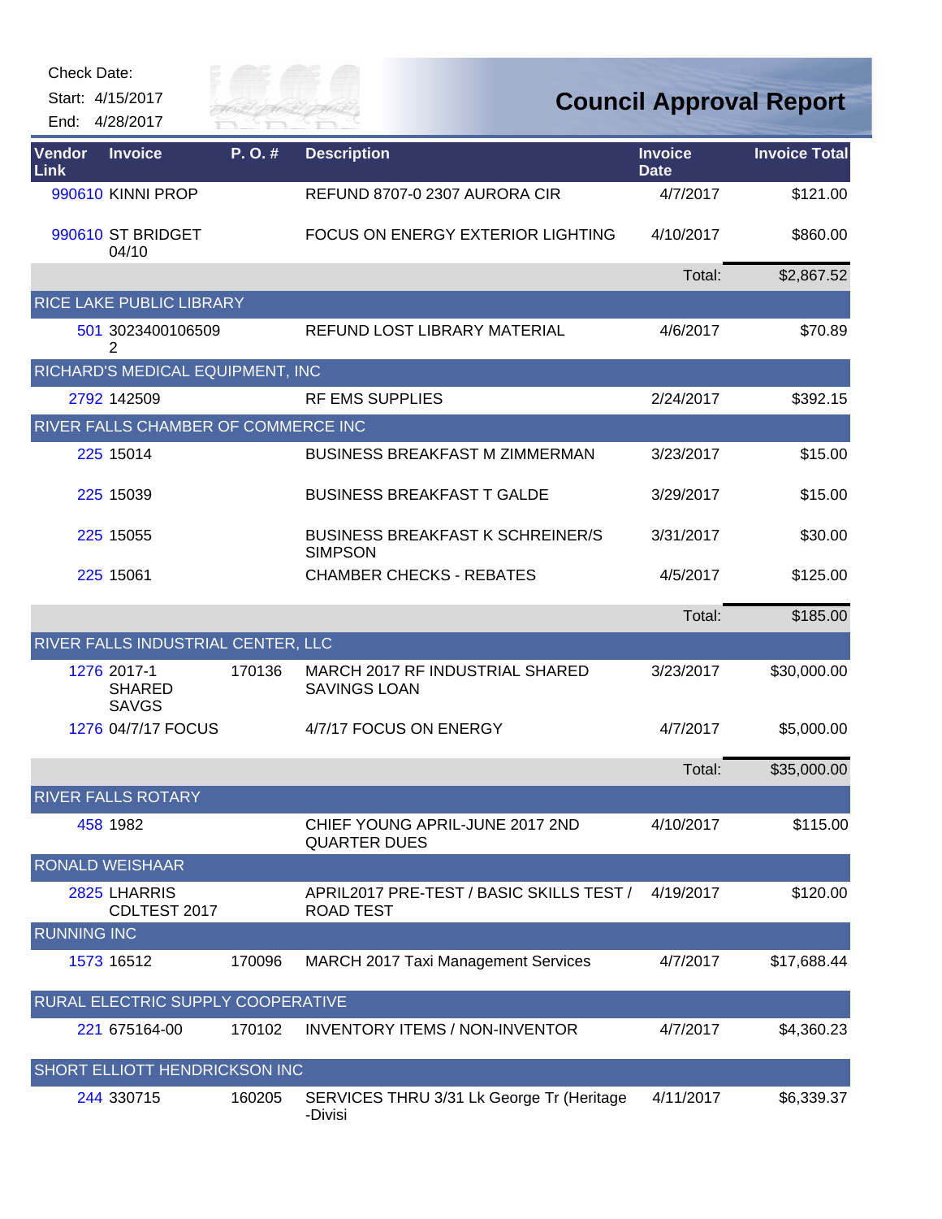Check Date:

Start: 4/15/2017

End: 4/28/2017

# Council Approval Report

| Vendor Link | Invoice | P. O. # | Description | Invoice Date | Invoice Total |
|---|---|---|---|---|---|
| 990610 | KINNI PROP | | REFUND 8707-0 2307 AURORA CIR | 4/7/2017 | $121.00 |
| 990610 | ST BRIDGET 04/10 | | FOCUS ON ENERGY EXTERIOR LIGHTING | 4/10/2017 | $860.00 |
| | | | | Total: | $2,867.52 |
| RICE LAKE PUBLIC LIBRARY | | | | | |
| 501 | 3023400106509 2 | | REFUND LOST LIBRARY MATERIAL | 4/6/2017 | $70.89 |
| RICHARD'S MEDICAL EQUIPMENT, INC | | | | | |
| 2792 | 142509 | | RF EMS SUPPLIES | 2/24/2017 | $392.15 |
| RIVER FALLS CHAMBER OF COMMERCE INC | | | | | |
| 225 | 15014 | | BUSINESS BREAKFAST M ZIMMERMAN | 3/23/2017 | $15.00 |
| 225 | 15039 | | BUSINESS BREAKFAST T GALDE | 3/29/2017 | $15.00 |
| 225 | 15055 | | BUSINESS BREAKFAST K SCHREINER/S SIMPSON | 3/31/2017 | $30.00 |
| 225 | 15061 | | CHAMBER CHECKS - REBATES | 4/5/2017 | $125.00 |
| | | | | Total: | $185.00 |
| RIVER FALLS INDUSTRIAL CENTER, LLC | | | | | |
| 1276 | 2017-1 SHARED SAVGS | 170136 | MARCH 2017 RF INDUSTRIAL SHARED SAVINGS LOAN | 3/23/2017 | $30,000.00 |
| 1276 | 04/7/17 FOCUS | | 4/7/17 FOCUS ON ENERGY | 4/7/2017 | $5,000.00 |
| | | | | Total: | $35,000.00 |
| RIVER FALLS ROTARY | | | | | |
| 458 | 1982 | | CHIEF YOUNG APRIL-JUNE 2017 2ND QUARTER DUES | 4/10/2017 | $115.00 |
| RONALD WEISHAAR | | | | | |
| 2825 | LHARRIS CDLTEST 2017 | | APRIL2017 PRE-TEST / BASIC SKILLS TEST / ROAD TEST | 4/19/2017 | $120.00 |
| RUNNING INC | | | | | |
| 1573 | 16512 | 170096 | MARCH 2017 Taxi Management Services | 4/7/2017 | $17,688.44 |
| RURAL ELECTRIC SUPPLY COOPERATIVE | | | | | |
| 221 | 675164-00 | 170102 | INVENTORY ITEMS / NON-INVENTOR | 4/7/2017 | $4,360.23 |
| SHORT ELLIOTT HENDRICKSON INC | | | | | |
| 244 | 330715 | 160205 | SERVICES THRU 3/31 Lk George Tr (Heritage -Divisi | 4/11/2017 | $6,339.37 |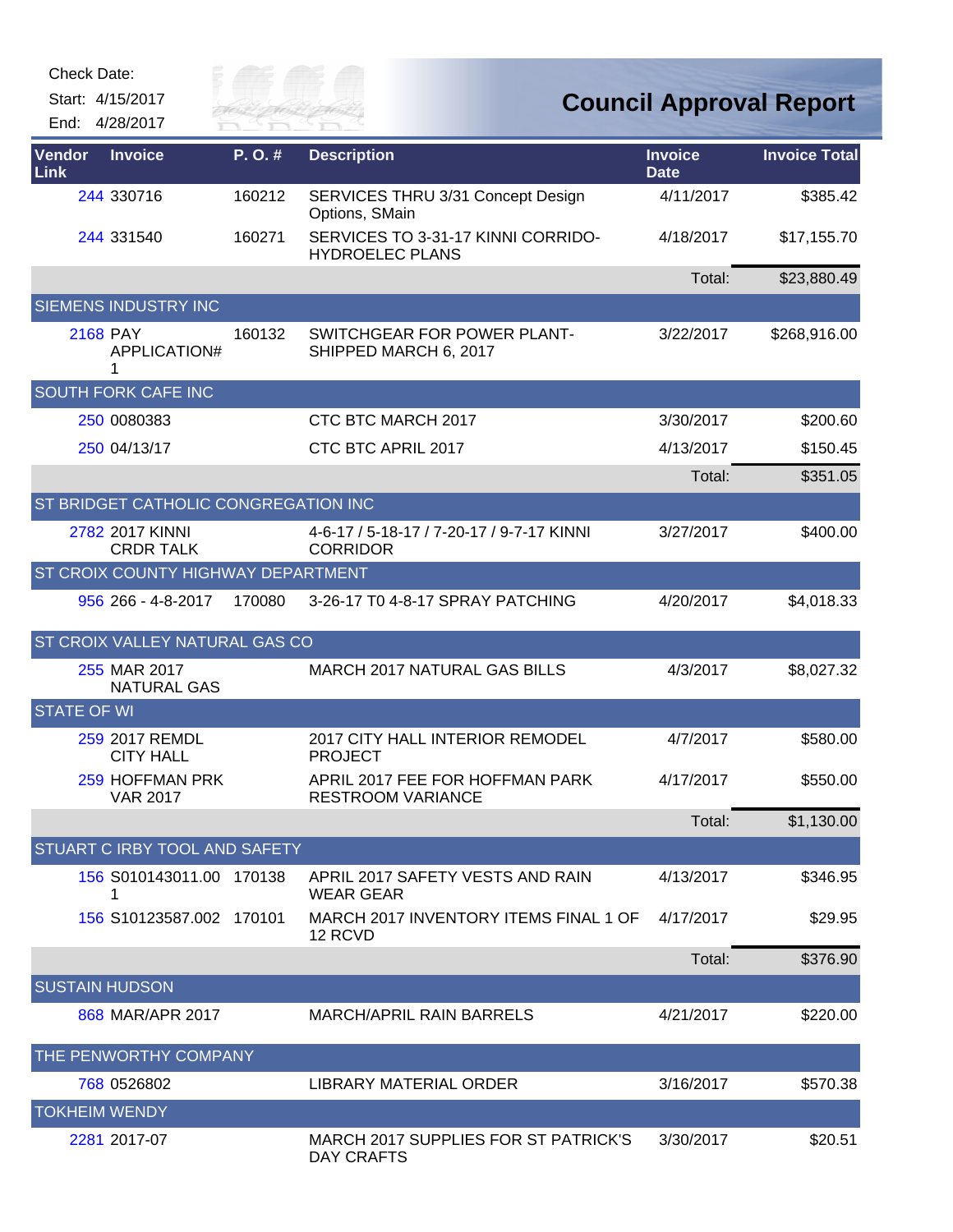Check Date:
Start: 4/15/2017
End: 4/28/2017

# Council Approval Report

| Vendor Link | Invoice | P. O. # | Description | Invoice Date | Invoice Total |
|---|---|---|---|---|---|
| 244 | 330716 | 160212 | SERVICES THRU 3/31 Concept Design Options, SMain | 4/11/2017 | $385.42 |
| 244 | 331540 | 160271 | SERVICES TO 3-31-17 KINNI CORRIDO-HYDROELEC PLANS | 4/18/2017 | $17,155.70 |
| | | | | Total: | $23,880.49 |
| SIEMENS INDUSTRY INC | | | | | |
| 2168 | PAY APPLICATION# 1 | 160132 | SWITCHGEAR FOR POWER PLANT-SHIPPED MARCH 6, 2017 | 3/22/2017 | $268,916.00 |
| SOUTH FORK CAFE INC | | | | | |
| 250 | 0080383 | | CTC BTC MARCH 2017 | 3/30/2017 | $200.60 |
| 250 | 04/13/17 | | CTC BTC APRIL 2017 | 4/13/2017 | $150.45 |
| | | | | Total: | $351.05 |
| ST BRIDGET CATHOLIC CONGREGATION INC | | | | | |
| 2782 | 2017 KINNI CRDR TALK | | 4-6-17 / 5-18-17 / 7-20-17 / 9-7-17 KINNI CORRIDOR | 3/27/2017 | $400.00 |
| ST CROIX COUNTY HIGHWAY DEPARTMENT | | | | | |
| 956 | 266 - 4-8-2017 | 170080 | 3-26-17 T0 4-8-17 SPRAY PATCHING | 4/20/2017 | $4,018.33 |
| ST CROIX VALLEY NATURAL GAS CO | | | | | |
| 255 | MAR 2017 NATURAL GAS | | MARCH 2017 NATURAL GAS BILLS | 4/3/2017 | $8,027.32 |
| STATE OF WI | | | | | |
| 259 | 2017 REMDL CITY HALL | | 2017 CITY HALL INTERIOR REMODEL PROJECT | 4/7/2017 | $580.00 |
| 259 | HOFFMAN PRK VAR 2017 | | APRIL 2017 FEE FOR HOFFMAN PARK RESTROOM VARIANCE | 4/17/2017 | $550.00 |
| | | | | Total: | $1,130.00 |
| STUART C IRBY TOOL AND SAFETY | | | | | |
| 156 | S010143011.001 | 170138 | APRIL 2017 SAFETY VESTS AND RAIN WEAR GEAR | 4/13/2017 | $346.95 |
| 156 | S10123587.002 | 170101 | MARCH 2017 INVENTORY ITEMS FINAL 1 OF 12 RCVD | 4/17/2017 | $29.95 |
| | | | | Total: | $376.90 |
| SUSTAIN HUDSON | | | | | |
| 868 | MAR/APR 2017 | | MARCH/APRIL RAIN BARRELS | 4/21/2017 | $220.00 |
| THE PENWORTHY COMPANY | | | | | |
| 768 | 0526802 | | LIBRARY MATERIAL ORDER | 3/16/2017 | $570.38 |
| TOKHEIM WENDY | | | | | |
| 2281 | 2017-07 | | MARCH 2017 SUPPLIES FOR ST PATRICK'S DAY CRAFTS | 3/30/2017 | $20.51 |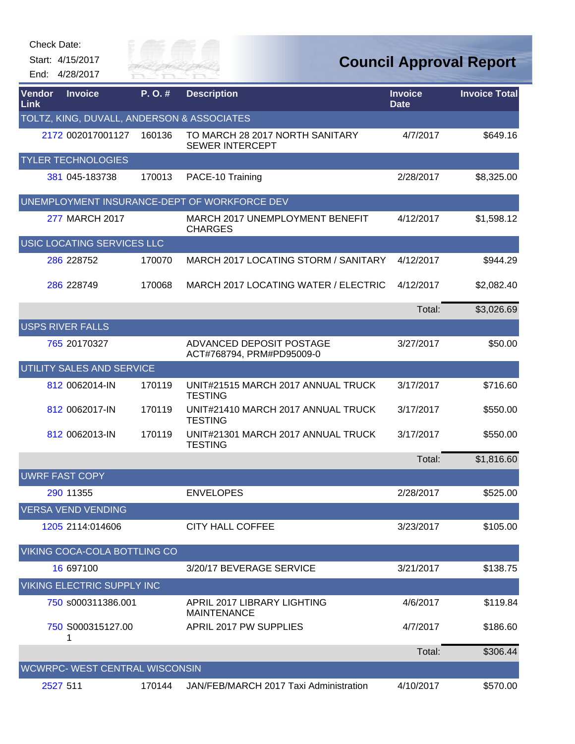Check Date:

Start: 4/15/2017

End: 4/28/2017

# Council Approval Report

| Vendor Link | Invoice | P. O. # | Description | Invoice Date | Invoice Total |
|---|---|---|---|---|---|
| TOLTZ, KING, DUVALL, ANDERSON & ASSOCIATES | | | | | |
| 2172 | 002017001127 | 160136 | TO MARCH 28 2017 NORTH SANITARY SEWER INTERCEPT | 4/7/2017 | $649.16 |
| TYLER TECHNOLOGIES | | | | | |
| 381 | 045-183738 | 170013 | PACE-10 Training | 2/28/2017 | $8,325.00 |
| UNEMPLOYMENT INSURANCE-DEPT OF WORKFORCE DEV | | | | | |
| 277 | MARCH 2017 | | MARCH 2017 UNEMPLOYMENT BENEFIT CHARGES | 4/12/2017 | $1,598.12 |
| USIC LOCATING SERVICES LLC | | | | | |
| 286 | 228752 | 170070 | MARCH 2017 LOCATING STORM / SANITARY | 4/12/2017 | $944.29 |
| 286 | 228749 | 170068 | MARCH 2017 LOCATING WATER / ELECTRIC | 4/12/2017 | $2,082.40 |
| | | | | Total: | $3,026.69 |
| USPS RIVER FALLS | | | | | |
| 765 | 20170327 | | ADVANCED DEPOSIT POSTAGE ACT#768794, PRM#PD95009-0 | 3/27/2017 | $50.00 |
| UTILITY SALES AND SERVICE | | | | | |
| 812 | 0062014-IN | 170119 | UNIT#21515 MARCH 2017 ANNUAL TRUCK TESTING | 3/17/2017 | $716.60 |
| 812 | 0062017-IN | 170119 | UNIT#21410 MARCH 2017 ANNUAL TRUCK TESTING | 3/17/2017 | $550.00 |
| 812 | 0062013-IN | 170119 | UNIT#21301 MARCH 2017 ANNUAL TRUCK TESTING | 3/17/2017 | $550.00 |
| | | | | Total: | $1,816.60 |
| UWRF FAST COPY | | | | | |
| 290 | 11355 | | ENVELOPES | 2/28/2017 | $525.00 |
| VERSA VEND VENDING | | | | | |
| 1205 | 2114:014606 | | CITY HALL COFFEE | 3/23/2017 | $105.00 |
| VIKING COCA-COLA BOTTLING CO | | | | | |
| 16 | 697100 | | 3/20/17 BEVERAGE SERVICE | 3/21/2017 | $138.75 |
| VIKING ELECTRIC SUPPLY INC | | | | | |
| 750 | s000311386.001 | | APRIL 2017 LIBRARY LIGHTING MAINTENANCE | 4/6/2017 | $119.84 |
| 750 | S000315127.001 | | APRIL 2017 PW SUPPLIES | 4/7/2017 | $186.60 |
| | | | | Total: | $306.44 |
| WCWRPC- WEST CENTRAL WISCONSIN | | | | | |
| 2527 | 511 | 170144 | JAN/FEB/MARCH 2017 Taxi Administration | 4/10/2017 | $570.00 |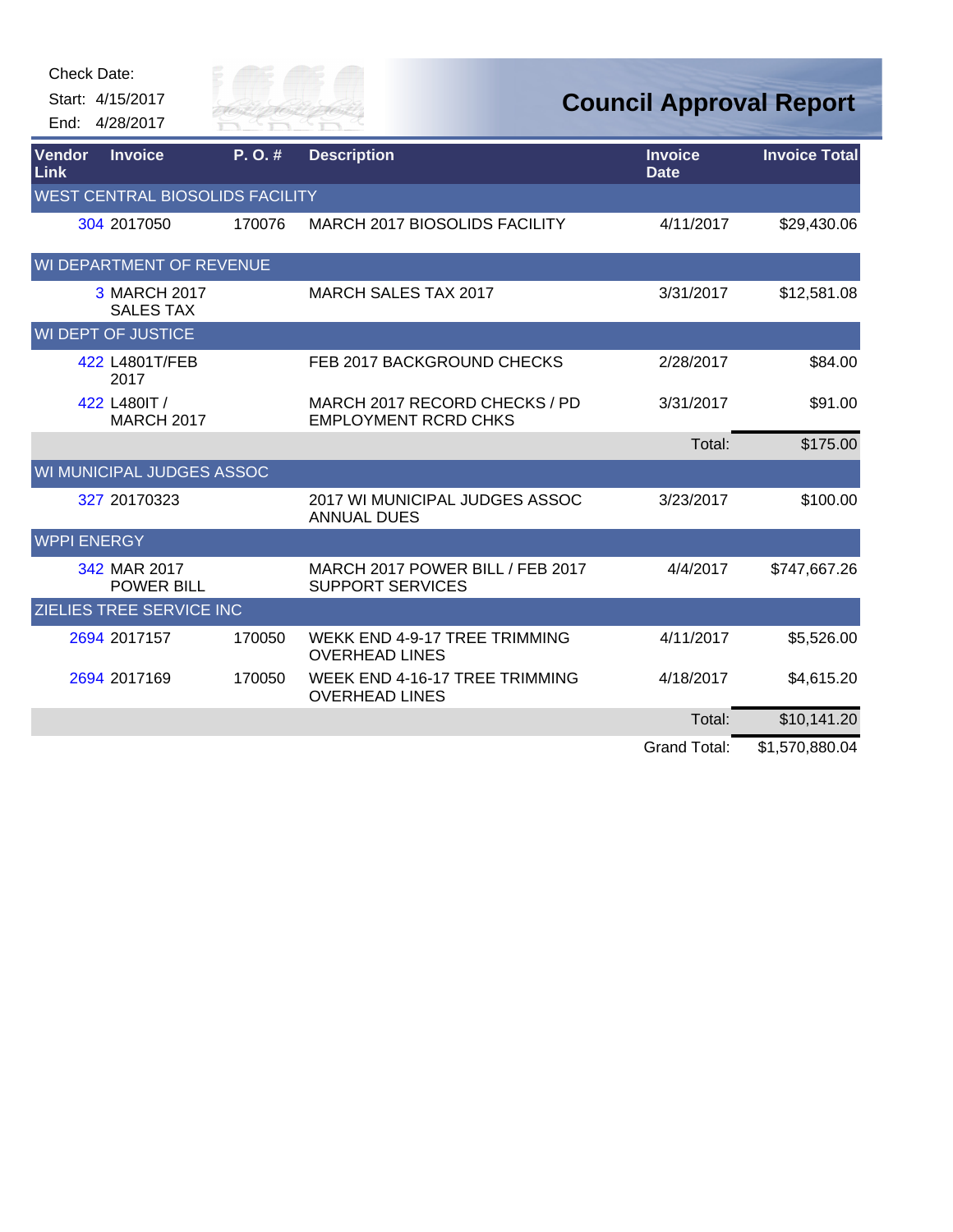Check Date:
Start: 4/15/2017
End: 4/28/2017

# Council Approval Report

| Vendor Link | Invoice | P. O. # | Description | Invoice Date | Invoice Total |
|---|---|---|---|---|---|
| WEST CENTRAL BIOSOLIDS FACILITY | | | | | |
| 304 | 2017050 | 170076 | MARCH 2017 BIOSOLIDS FACILITY | 4/11/2017 | $29,430.06 |
| WI DEPARTMENT OF REVENUE | | | | | |
| 3 | MARCH 2017 SALES TAX | | MARCH SALES TAX 2017 | 3/31/2017 | $12,581.08 |
| WI DEPT OF JUSTICE | | | | | |
| 422 | L4801T/FEB 2017 | | FEB 2017 BACKGROUND CHECKS | 2/28/2017 | $84.00 |
| 422 | L480IT / MARCH 2017 | | MARCH 2017 RECORD CHECKS / PD EMPLOYMENT RCRD CHKS | 3/31/2017 | $91.00 |
| | | | | Total: | $175.00 |
| WI MUNICIPAL JUDGES ASSOC | | | | | |
| 327 | 20170323 | | 2017 WI MUNICIPAL JUDGES ASSOC ANNUAL DUES | 3/23/2017 | $100.00 |
| WPPI ENERGY | | | | | |
| 342 | MAR 2017 POWER BILL | | MARCH 2017 POWER BILL / FEB 2017 SUPPORT SERVICES | 4/4/2017 | $747,667.26 |
| ZIELIES TREE SERVICE INC | | | | | |
| 2694 | 2017157 | 170050 | WEKK END 4-9-17 TREE TRIMMING OVERHEAD LINES | 4/11/2017 | $5,526.00 |
| 2694 | 2017169 | 170050 | WEEK END 4-16-17 TREE TRIMMING OVERHEAD LINES | 4/18/2017 | $4,615.20 |
| | | | | Total: | $10,141.20 |
| | | | | Grand Total: | $1,570,880.04 |